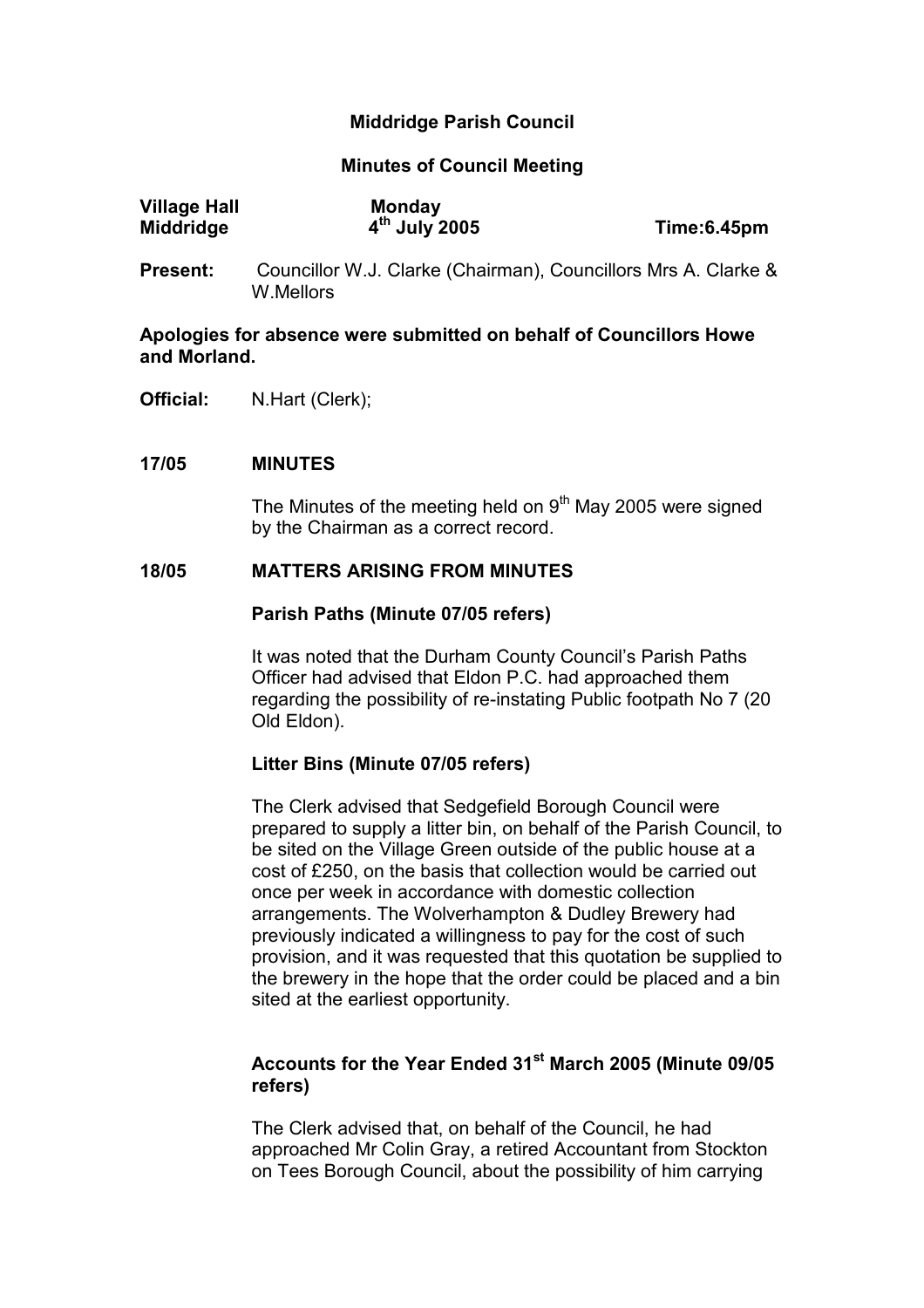# Middridge Parish Council

## Minutes of Council Meeting

**Village Hall** **Monday** **Time:6.45pm**
**Middridge** **4th July 2005**

**Present:** Councillor W.J. Clarke (Chairman), Councillors Mrs A. Clarke & W.Mellors

**Apologies for absence were submitted on behalf of Councillors Howe and Morland.**

**Official:** N.Hart (Clerk);

### 17/05 MINUTES

The Minutes of the meeting held on 9th May 2005 were signed by the Chairman as a correct record.

### 18/05 MATTERS ARISING FROM MINUTES

**Parish Paths (Minute 07/05 refers)**

It was noted that the Durham County Council's Parish Paths Officer had advised that Eldon P.C. had approached them regarding the possibility of re-instating Public footpath No 7 (20 Old Eldon).

**Litter Bins (Minute 07/05 refers)**

The Clerk advised that Sedgefield Borough Council were prepared to supply a litter bin, on behalf of the Parish Council, to be sited on the Village Green outside of the public house at a cost of £250, on the basis that collection would be carried out once per week in accordance with domestic collection arrangements. The Wolverhampton & Dudley Brewery had previously indicated a willingness to pay for the cost of such provision, and it was requested that this quotation be supplied to the brewery in the hope that the order could be placed and a bin sited at the earliest opportunity.

**Accounts for the Year Ended 31st March 2005 (Minute 09/05 refers)**

The Clerk advised that, on behalf of the Council, he had approached Mr Colin Gray, a retired Accountant from Stockton on Tees Borough Council, about the possibility of him carrying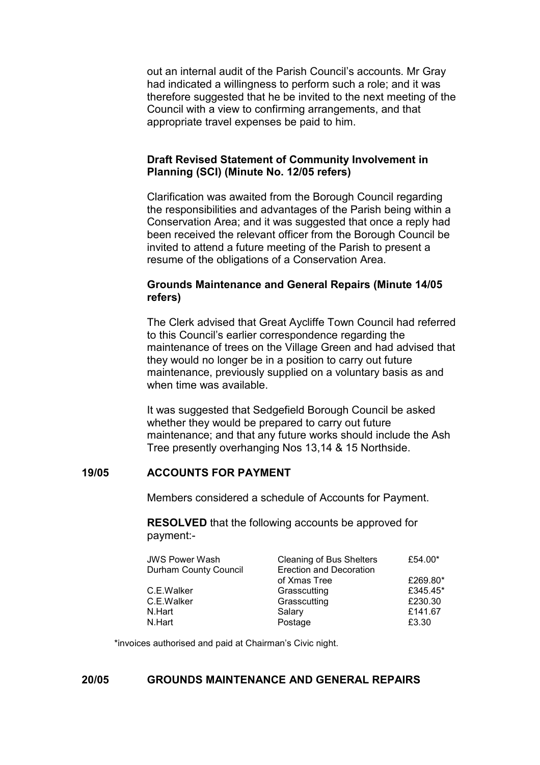out an internal audit of the Parish Council's accounts. Mr Gray had indicated a willingness to perform such a role; and it was therefore suggested that he be invited to the next meeting of the Council with a view to confirming arrangements, and that appropriate travel expenses be paid to him.

**Draft Revised Statement of Community Involvement in Planning (SCI) (Minute No. 12/05 refers)**

Clarification was awaited from the Borough Council regarding the responsibilities and advantages of the Parish being within a Conservation Area; and it was suggested that once a reply had been received the relevant officer from the Borough Council be invited to attend a future meeting of the Parish to present a resume of the obligations of a Conservation Area.

**Grounds Maintenance and General Repairs (Minute 14/05 refers)**

The Clerk advised that Great Aycliffe Town Council had referred to this Council's earlier correspondence regarding the maintenance of trees on the Village Green and had advised that they would no longer be in a position to carry out future maintenance, previously supplied on a voluntary basis as and when time was available.

It was suggested that Sedgefield Borough Council be asked whether they would be prepared to carry out future maintenance; and that any future works should include the Ash Tree presently overhanging Nos 13,14 & 15 Northside.

## 19/05 ACCOUNTS FOR PAYMENT

Members considered a schedule of Accounts for Payment.

**RESOLVED** that the following accounts be approved for payment:-

| | | |
|---|---|---|
| JWS Power Wash | Cleaning of Bus Shelters | £54.00* |
| Durham County Council | Erection and Decoration of Xmas Tree | £269.80* |
| C.E.Walker | Grasscutting | £345.45* |
| C.E.Walker | Grasscutting | £230.30 |
| N.Hart | Salary | £141.67 |
| N.Hart | Postage | £3.30 |

*invoices authorised and paid at Chairman's Civic night.

## 20/05 GROUNDS MAINTENANCE AND GENERAL REPAIRS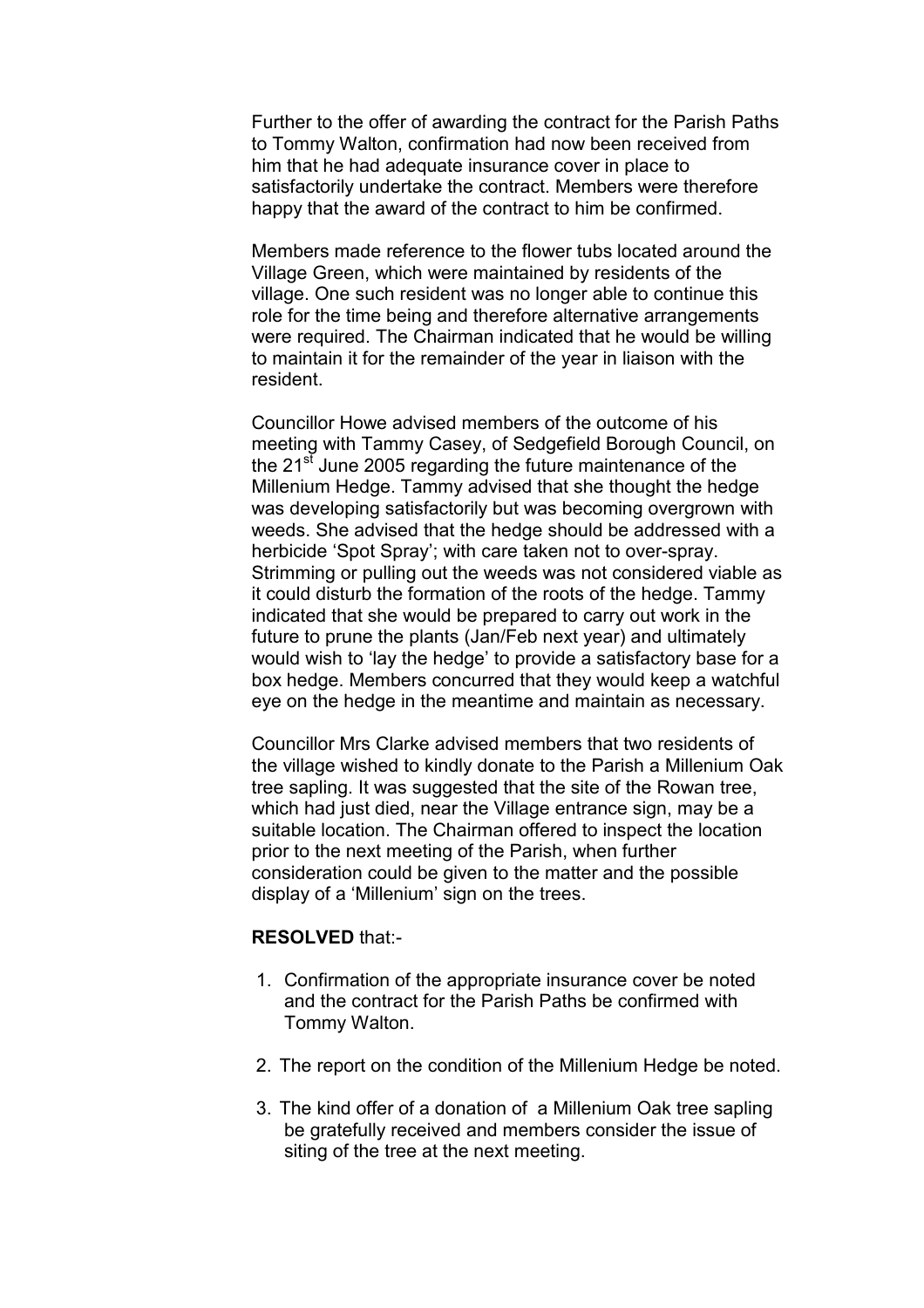Further to the offer of awarding the contract for the Parish Paths to Tommy Walton, confirmation had now been received from him that he had adequate insurance cover in place to satisfactorily undertake the contract. Members were therefore happy that the award of the contract to him be confirmed.

Members made reference to the flower tubs located around the Village Green, which were maintained by residents of the village. One such resident was no longer able to continue this role for the time being and therefore alternative arrangements were required. The Chairman indicated that he would be willing to maintain it for the remainder of the year in liaison with the resident.

Councillor Howe advised members of the outcome of his meeting with Tammy Casey, of Sedgefield Borough Council, on the 21st June 2005 regarding the future maintenance of the Millenium Hedge. Tammy advised that she thought the hedge was developing satisfactorily but was becoming overgrown with weeds. She advised that the hedge should be addressed with a herbicide 'Spot Spray'; with care taken not to over-spray. Strimming or pulling out the weeds was not considered viable as it could disturb the formation of the roots of the hedge. Tammy indicated that she would be prepared to carry out work in the future to prune the plants (Jan/Feb next year) and ultimately would wish to 'lay the hedge' to provide a satisfactory base for a box hedge. Members concurred that they would keep a watchful eye on the hedge in the meantime and maintain as necessary.

Councillor Mrs Clarke advised members that two residents of the village wished to kindly donate to the Parish a Millenium Oak tree sapling. It was suggested that the site of the Rowan tree, which had just died, near the Village entrance sign, may be a suitable location. The Chairman offered to inspect the location prior to the next meeting of the Parish, when further consideration could be given to the matter and the possible display of a 'Millenium' sign on the trees.

**RESOLVED** that:-

1. Confirmation of the appropriate insurance cover be noted and the contract for the Parish Paths be confirmed with Tommy Walton.

2. The report on the condition of the Millenium Hedge be noted.

3. The kind offer of a donation of a Millenium Oak tree sapling be gratefully received and members consider the issue of siting of the tree at the next meeting.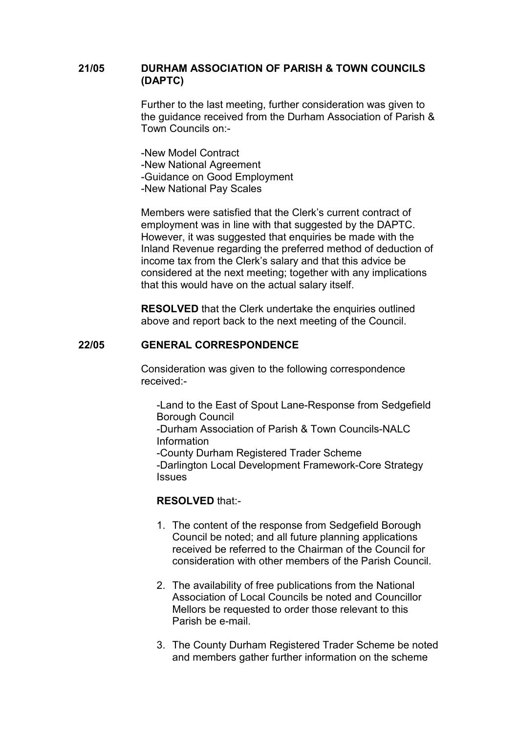**21/05 DURHAM ASSOCIATION OF PARISH & TOWN COUNCILS (DAPTC)**

Further to the last meeting, further consideration was given to the guidance received from the Durham Association of Parish & Town Councils on:-

-New Model Contract
-New National Agreement
-Guidance on Good Employment
-New National Pay Scales

Members were satisfied that the Clerk's current contract of employment was in line with that suggested by the DAPTC. However, it was suggested that enquiries be made with the Inland Revenue regarding the preferred method of deduction of income tax from the Clerk's salary and that this advice be considered at the next meeting; together with any implications that this would have on the actual salary itself.

**RESOLVED** that the Clerk undertake the enquiries outlined above and report back to the next meeting of the Council.

**22/05 GENERAL CORRESPONDENCE**

Consideration was given to the following correspondence received:-

-Land to the East of Spout Lane-Response from Sedgefield Borough Council
-Durham Association of Parish & Town Councils-NALC Information
-County Durham Registered Trader Scheme
-Darlington Local Development Framework-Core Strategy Issues

**RESOLVED** that:-

1. The content of the response from Sedgefield Borough Council be noted; and all future planning applications received be referred to the Chairman of the Council for consideration with other members of the Parish Council.

2. The availability of free publications from the National Association of Local Councils be noted and Councillor Mellors be requested to order those relevant to this Parish be e-mail.

3. The County Durham Registered Trader Scheme be noted and members gather further information on the scheme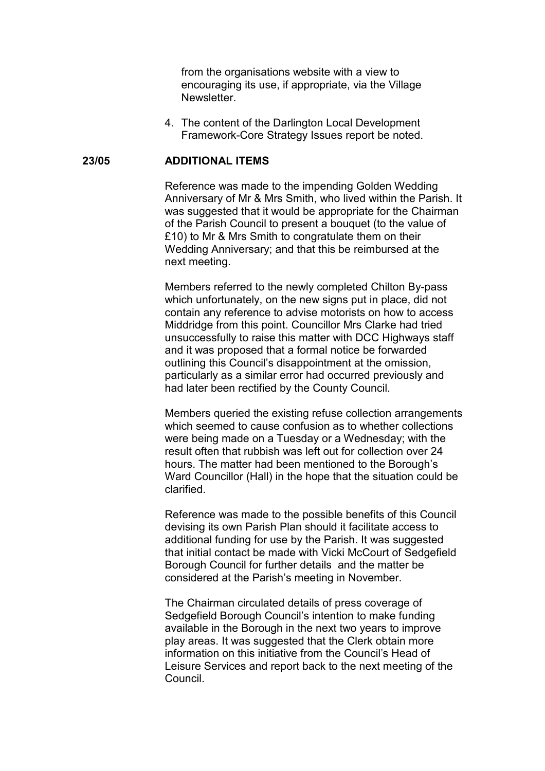from the organisations website with a view to encouraging its use, if appropriate, via the Village Newsletter.

4. The content of the Darlington Local Development Framework-Core Strategy Issues report be noted.

**23/05 ADDITIONAL ITEMS**

Reference was made to the impending Golden Wedding Anniversary of Mr & Mrs Smith, who lived within the Parish. It was suggested that it would be appropriate for the Chairman of the Parish Council to present a bouquet (to the value of £10) to Mr & Mrs Smith to congratulate them on their Wedding Anniversary; and that this be reimbursed at the next meeting.

Members referred to the newly completed Chilton By-pass which unfortunately, on the new signs put in place, did not contain any reference to advise motorists on how to access Middridge from this point. Councillor Mrs Clarke had tried unsuccessfully to raise this matter with DCC Highways staff and it was proposed that a formal notice be forwarded outlining this Council's disappointment at the omission, particularly as a similar error had occurred previously and had later been rectified by the County Council.

Members queried the existing refuse collection arrangements which seemed to cause confusion as to whether collections were being made on a Tuesday or a Wednesday; with the result often that rubbish was left out for collection over 24 hours. The matter had been mentioned to the Borough's Ward Councillor (Hall) in the hope that the situation could be clarified.

Reference was made to the possible benefits of this Council devising its own Parish Plan should it facilitate access to additional funding for use by the Parish. It was suggested that initial contact be made with Vicki McCourt of Sedgefield Borough Council for further details and the matter be considered at the Parish's meeting in November.

The Chairman circulated details of press coverage of Sedgefield Borough Council's intention to make funding available in the Borough in the next two years to improve play areas. It was suggested that the Clerk obtain more information on this initiative from the Council's Head of Leisure Services and report back to the next meeting of the Council.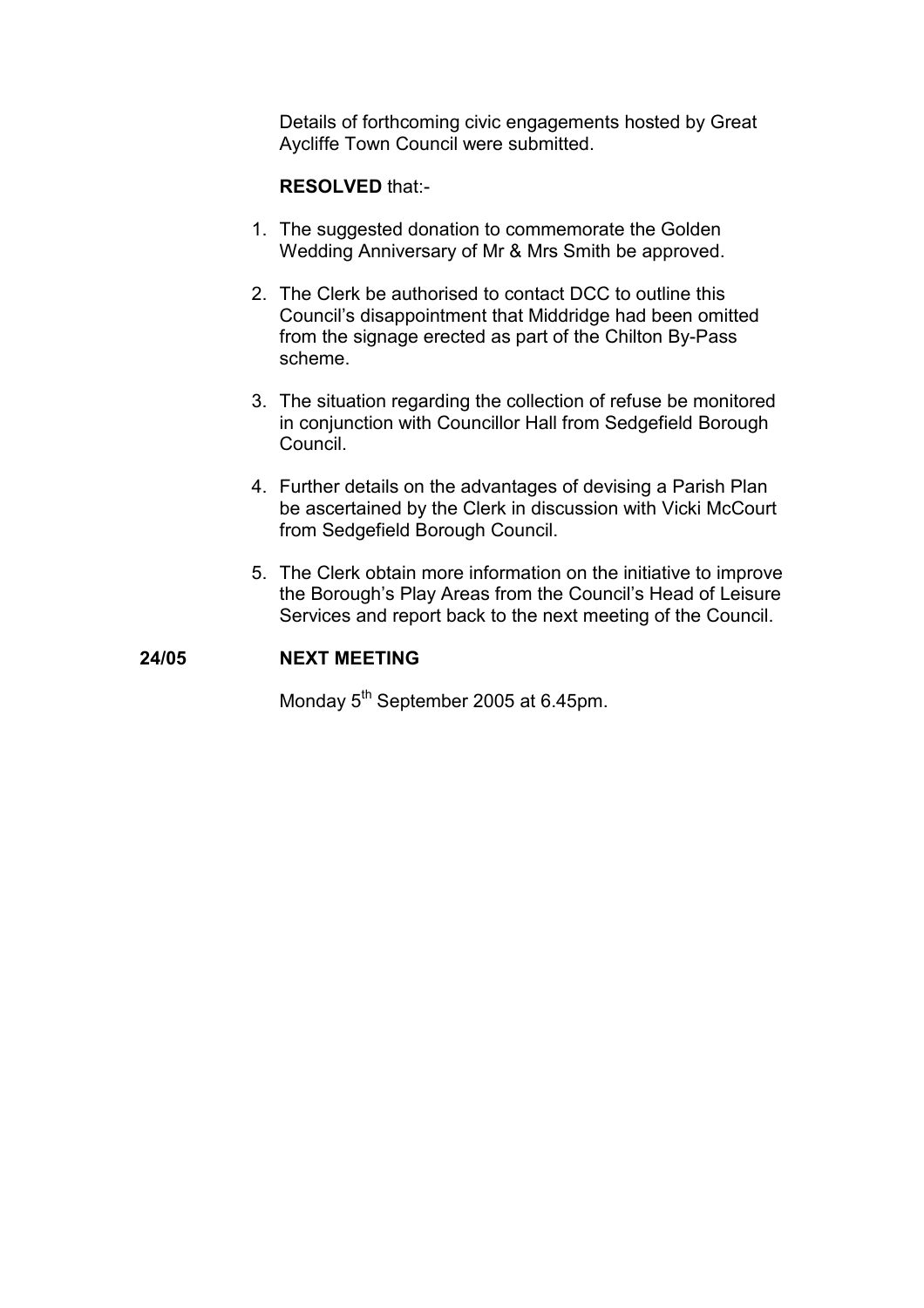Details of forthcoming civic engagements hosted by Great Aycliffe Town Council were submitted.

**RESOLVED** that:-

1. The suggested donation to commemorate the Golden Wedding Anniversary of Mr & Mrs Smith be approved.
2. The Clerk be authorised to contact DCC to outline this Council's disappointment that Middridge had been omitted from the signage erected as part of the Chilton By-Pass scheme.
3. The situation regarding the collection of refuse be monitored in conjunction with Councillor Hall from Sedgefield Borough Council.
4. Further details on the advantages of devising a Parish Plan be ascertained by the Clerk in discussion with Vicki McCourt from Sedgefield Borough Council.
5. The Clerk obtain more information on the initiative to improve the Borough's Play Areas from the Council's Head of Leisure Services and report back to the next meeting of the Council.

**24/05 NEXT MEETING**

Monday 5th September 2005 at 6.45pm.